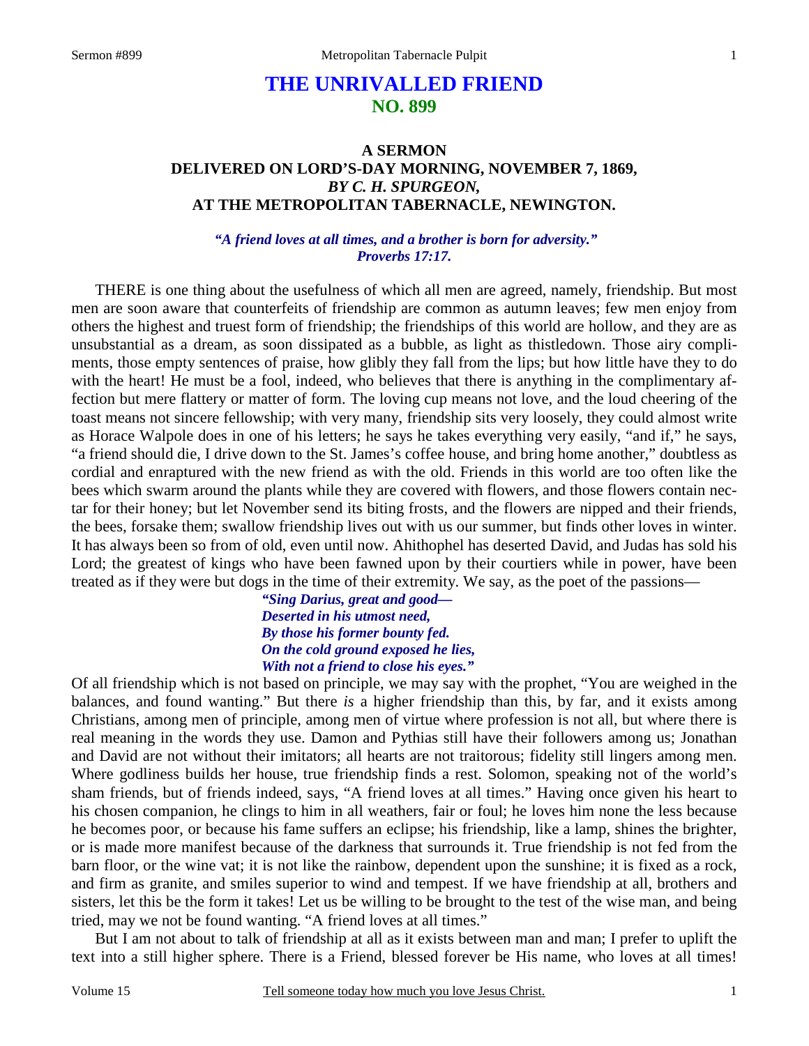# THE UNRIVALLED FRIEND
## NO. 899

### A SERMON
### DELIVERED ON LORD'S-DAY MORNING, NOVEMBER 7, 1869,
### *BY C. H. SPURGEON,*
### AT THE METROPOLITAN TABERNACLE, NEWINGTON.

***"A friend loves at all times, and a brother is born for adversity."***
***Proverbs 17:17.***

THERE is one thing about the usefulness of which all men are agreed, namely, friendship. But most men are soon aware that counterfeits of friendship are common as autumn leaves; few men enjoy from others the highest and truest form of friendship; the friendships of this world are hollow, and they are as unsubstantial as a dream, as soon dissipated as a bubble, as light as thistledown. Those airy compliments, those empty sentences of praise, how glibly they fall from the lips; but how little have they to do with the heart! He must be a fool, indeed, who believes that there is anything in the complimentary affection but mere flattery or matter of form. The loving cup means not love, and the loud cheering of the toast means not sincere fellowship; with very many, friendship sits very loosely, they could almost write as Horace Walpole does in one of his letters; he says he takes everything very easily, "and if," he says, "a friend should die, I drive down to the St. James's coffee house, and bring home another," doubtless as cordial and enraptured with the new friend as with the old. Friends in this world are too often like the bees which swarm around the plants while they are covered with flowers, and those flowers contain nectar for their honey; but let November send its biting frosts, and the flowers are nipped and their friends, the bees, forsake them; swallow friendship lives out with us our summer, but finds other loves in winter. It has always been so from of old, even until now. Ahithophel has deserted David, and Judas has sold his Lord; the greatest of kings who have been fawned upon by their courtiers while in power, have been treated as if they were but dogs in the time of their extremity. We say, as the poet of the passions—

> ***"Sing Darius, great and good—***
> ***Deserted in his utmost need,***
> ***By those his former bounty fed.***
> ***On the cold ground exposed he lies,***
> ***With not a friend to close his eyes."***

Of all friendship which is not based on principle, we may say with the prophet, "You are weighed in the balances, and found wanting." But there *is* a higher friendship than this, by far, and it exists among Christians, among men of principle, among men of virtue where profession is not all, but where there is real meaning in the words they use. Damon and Pythias still have their followers among us; Jonathan and David are not without their imitators; all hearts are not traitorous; fidelity still lingers among men. Where godliness builds her house, true friendship finds a rest. Solomon, speaking not of the world's sham friends, but of friends indeed, says, "A friend loves at all times." Having once given his heart to his chosen companion, he clings to him in all weathers, fair or foul; he loves him none the less because he becomes poor, or because his fame suffers an eclipse; his friendship, like a lamp, shines the brighter, or is made more manifest because of the darkness that surrounds it. True friendship is not fed from the barn floor, or the wine vat; it is not like the rainbow, dependent upon the sunshine; it is fixed as a rock, and firm as granite, and smiles superior to wind and tempest. If we have friendship at all, brothers and sisters, let this be the form it takes! Let us be willing to be brought to the test of the wise man, and being tried, may we not be found wanting. "A friend loves at all times."

But I am not about to talk of friendship at all as it exists between man and man; I prefer to uplift the text into a still higher sphere. There is a Friend, blessed forever be His name, who loves at all times!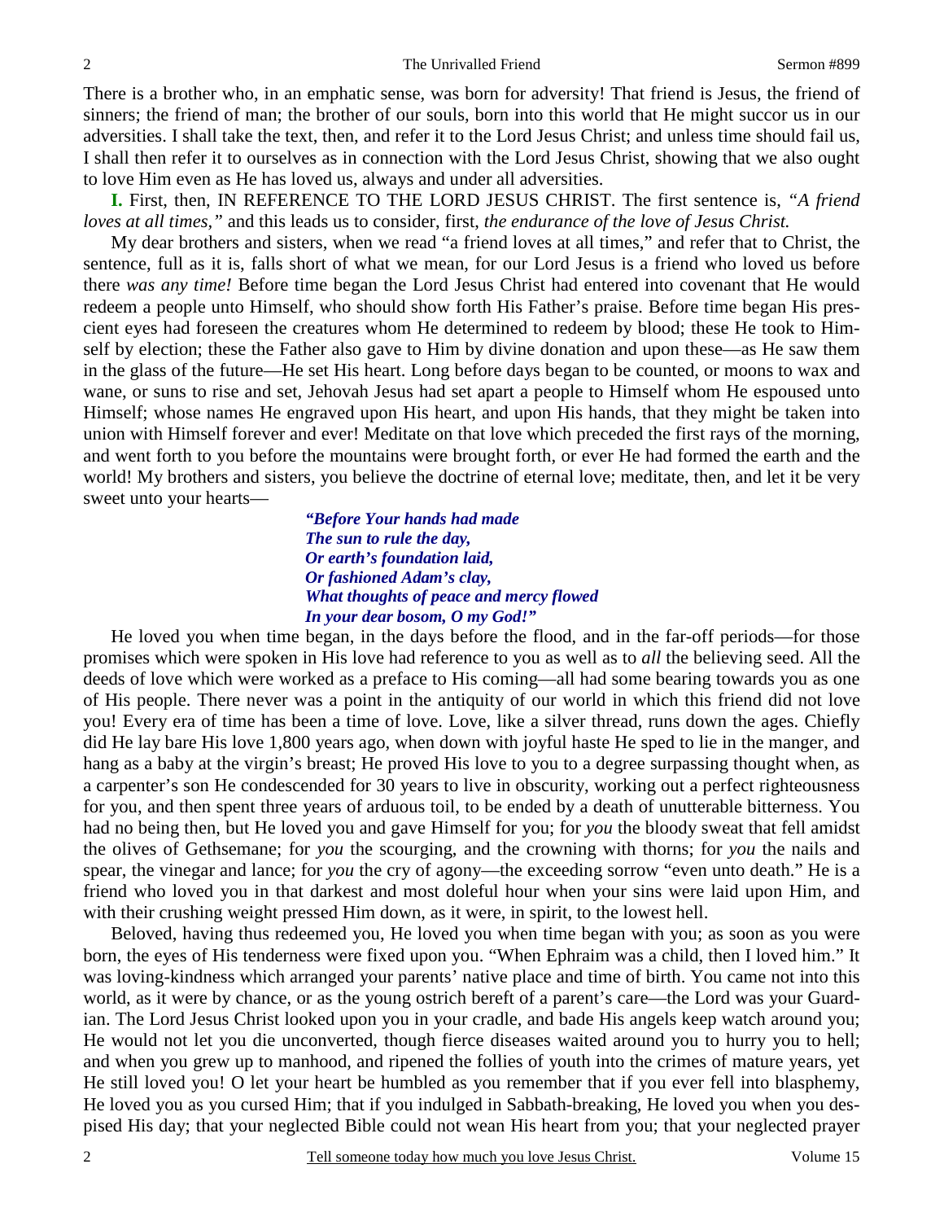There is a brother who, in an emphatic sense, was born for adversity! That friend is Jesus, the friend of sinners; the friend of man; the brother of our souls, born into this world that He might succor us in our adversities. I shall take the text, then, and refer it to the Lord Jesus Christ; and unless time should fail us, I shall then refer it to ourselves as in connection with the Lord Jesus Christ, showing that we also ought to love Him even as He has loved us, always and under all adversities.

**I.** First, then, IN REFERENCE TO THE LORD JESUS CHRIST. The first sentence is, *"A friend loves at all times,"* and this leads us to consider, first, *the endurance of the love of Jesus Christ.*

My dear brothers and sisters, when we read "a friend loves at all times," and refer that to Christ, the sentence, full as it is, falls short of what we mean, for our Lord Jesus is a friend who loved us before there *was any time!* Before time began the Lord Jesus Christ had entered into covenant that He would redeem a people unto Himself, who should show forth His Father's praise. Before time began His prescient eyes had foreseen the creatures whom He determined to redeem by blood; these He took to Himself by election; these the Father also gave to Him by divine donation and upon these—as He saw them in the glass of the future—He set His heart. Long before days began to be counted, or moons to wax and wane, or suns to rise and set, Jehovah Jesus had set apart a people to Himself whom He espoused unto Himself; whose names He engraved upon His heart, and upon His hands, that they might be taken into union with Himself forever and ever! Meditate on that love which preceded the first rays of the morning, and went forth to you before the mountains were brought forth, or ever He had formed the earth and the world! My brothers and sisters, you believe the doctrine of eternal love; meditate, then, and let it be very sweet unto your hearts—

> ***"Before Your hands had made***
> ***The sun to rule the day,***
> ***Or earth's foundation laid,***
> ***Or fashioned Adam's clay,***
> ***What thoughts of peace and mercy flowed***
> ***In your dear bosom, O my God!"***

He loved you when time began, in the days before the flood, and in the far-off periods—for those promises which were spoken in His love had reference to you as well as to *all* the believing seed. All the deeds of love which were worked as a preface to His coming—all had some bearing towards you as one of His people. There never was a point in the antiquity of our world in which this friend did not love you! Every era of time has been a time of love. Love, like a silver thread, runs down the ages. Chiefly did He lay bare His love 1,800 years ago, when down with joyful haste He sped to lie in the manger, and hang as a baby at the virgin's breast; He proved His love to you to a degree surpassing thought when, as a carpenter's son He condescended for 30 years to live in obscurity, working out a perfect righteousness for you, and then spent three years of arduous toil, to be ended by a death of unutterable bitterness. You had no being then, but He loved you and gave Himself for you; for *you* the bloody sweat that fell amidst the olives of Gethsemane; for *you* the scourging, and the crowning with thorns; for *you* the nails and spear, the vinegar and lance; for *you* the cry of agony—the exceeding sorrow "even unto death." He is a friend who loved you in that darkest and most doleful hour when your sins were laid upon Him, and with their crushing weight pressed Him down, as it were, in spirit, to the lowest hell.

Beloved, having thus redeemed you, He loved you when time began with you; as soon as you were born, the eyes of His tenderness were fixed upon you. "When Ephraim was a child, then I loved him." It was loving-kindness which arranged your parents' native place and time of birth. You came not into this world, as it were by chance, or as the young ostrich bereft of a parent's care—the Lord was your Guardian. The Lord Jesus Christ looked upon you in your cradle, and bade His angels keep watch around you; He would not let you die unconverted, though fierce diseases waited around you to hurry you to hell; and when you grew up to manhood, and ripened the follies of youth into the crimes of mature years, yet He still loved you! O let your heart be humbled as you remember that if you ever fell into blasphemy, He loved you as you cursed Him; that if you indulged in Sabbath-breaking, He loved you when you despised His day; that your neglected Bible could not wean His heart from you; that your neglected prayer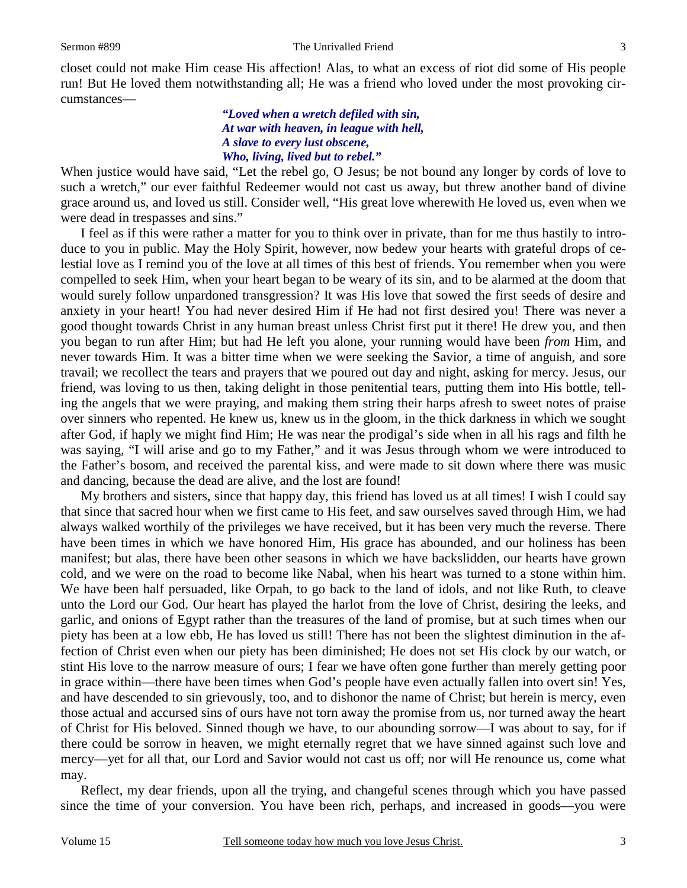closet could not make Him cease His affection! Alas, to what an excess of riot did some of His people run! But He loved them notwithstanding all; He was a friend who loved under the most provoking circumstances—

> ***"Loved when a wretch defiled with sin,***
> ***At war with heaven, in league with hell,***
> ***A slave to every lust obscene,***
> ***Who, living, lived but to rebel."***

When justice would have said, "Let the rebel go, O Jesus; be not bound any longer by cords of love to such a wretch," our ever faithful Redeemer would not cast us away, but threw another band of divine grace around us, and loved us still. Consider well, "His great love wherewith He loved us, even when we were dead in trespasses and sins."

I feel as if this were rather a matter for you to think over in private, than for me thus hastily to introduce to you in public. May the Holy Spirit, however, now bedew your hearts with grateful drops of celestial love as I remind you of the love at all times of this best of friends. You remember when you were compelled to seek Him, when your heart began to be weary of its sin, and to be alarmed at the doom that would surely follow unpardoned transgression? It was His love that sowed the first seeds of desire and anxiety in your heart! You had never desired Him if He had not first desired you! There was never a good thought towards Christ in any human breast unless Christ first put it there! He drew you, and then you began to run after Him; but had He left you alone, your running would have been *from* Him, and never towards Him. It was a bitter time when we were seeking the Savior, a time of anguish, and sore travail; we recollect the tears and prayers that we poured out day and night, asking for mercy. Jesus, our friend, was loving to us then, taking delight in those penitential tears, putting them into His bottle, telling the angels that we were praying, and making them string their harps afresh to sweet notes of praise over sinners who repented. He knew us, knew us in the gloom, in the thick darkness in which we sought after God, if haply we might find Him; He was near the prodigal's side when in all his rags and filth he was saying, "I will arise and go to my Father," and it was Jesus through whom we were introduced to the Father's bosom, and received the parental kiss, and were made to sit down where there was music and dancing, because the dead are alive, and the lost are found!

My brothers and sisters, since that happy day, this friend has loved us at all times! I wish I could say that since that sacred hour when we first came to His feet, and saw ourselves saved through Him, we had always walked worthily of the privileges we have received, but it has been very much the reverse. There have been times in which we have honored Him, His grace has abounded, and our holiness has been manifest; but alas, there have been other seasons in which we have backslidden, our hearts have grown cold, and we were on the road to become like Nabal, when his heart was turned to a stone within him. We have been half persuaded, like Orpah, to go back to the land of idols, and not like Ruth, to cleave unto the Lord our God. Our heart has played the harlot from the love of Christ, desiring the leeks, and garlic, and onions of Egypt rather than the treasures of the land of promise, but at such times when our piety has been at a low ebb, He has loved us still! There has not been the slightest diminution in the affection of Christ even when our piety has been diminished; He does not set His clock by our watch, or stint His love to the narrow measure of ours; I fear we have often gone further than merely getting poor in grace within—there have been times when God's people have even actually fallen into overt sin! Yes, and have descended to sin grievously, too, and to dishonor the name of Christ; but herein is mercy, even those actual and accursed sins of ours have not torn away the promise from us, nor turned away the heart of Christ for His beloved. Sinned though we have, to our abounding sorrow—I was about to say, for if there could be sorrow in heaven, we might eternally regret that we have sinned against such love and mercy—yet for all that, our Lord and Savior would not cast us off; nor will He renounce us, come what may.

Reflect, my dear friends, upon all the trying, and changeful scenes through which you have passed since the time of your conversion. You have been rich, perhaps, and increased in goods—you were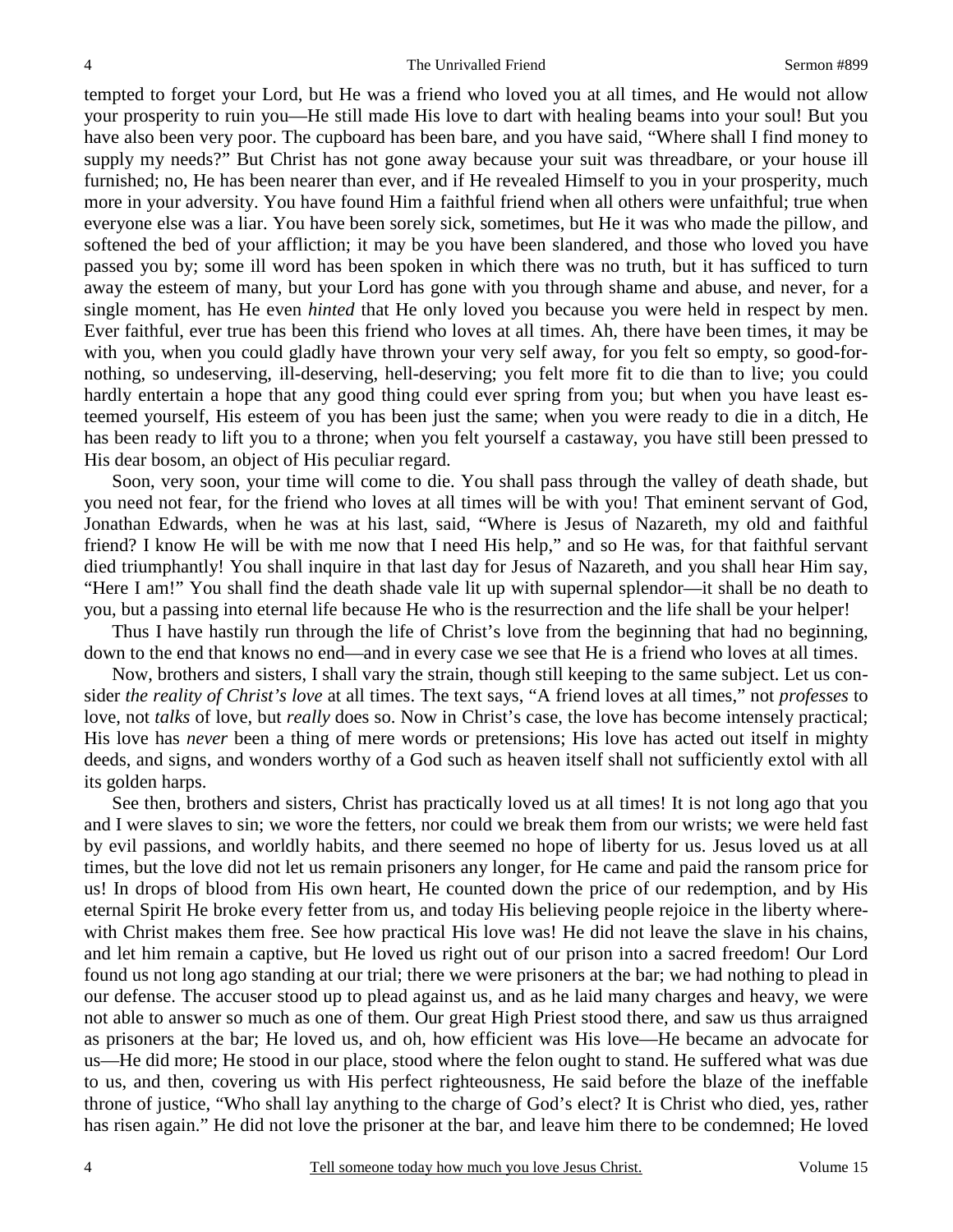tempted to forget your Lord, but He was a friend who loved you at all times, and He would not allow your prosperity to ruin you—He still made His love to dart with healing beams into your soul! But you have also been very poor. The cupboard has been bare, and you have said, "Where shall I find money to supply my needs?" But Christ has not gone away because your suit was threadbare, or your house ill furnished; no, He has been nearer than ever, and if He revealed Himself to you in your prosperity, much more in your adversity. You have found Him a faithful friend when all others were unfaithful; true when everyone else was a liar. You have been sorely sick, sometimes, but He it was who made the pillow, and softened the bed of your affliction; it may be you have been slandered, and those who loved you have passed you by; some ill word has been spoken in which there was no truth, but it has sufficed to turn away the esteem of many, but your Lord has gone with you through shame and abuse, and never, for a single moment, has He even *hinted* that He only loved you because you were held in respect by men. Ever faithful, ever true has been this friend who loves at all times. Ah, there have been times, it may be with you, when you could gladly have thrown your very self away, for you felt so empty, so good-for-nothing, so undeserving, ill-deserving, hell-deserving; you felt more fit to die than to live; you could hardly entertain a hope that any good thing could ever spring from you; but when you have least esteemed yourself, His esteem of you has been just the same; when you were ready to die in a ditch, He has been ready to lift you to a throne; when you felt yourself a castaway, you have still been pressed to His dear bosom, an object of His peculiar regard.

Soon, very soon, your time will come to die. You shall pass through the valley of death shade, but you need not fear, for the friend who loves at all times will be with you! That eminent servant of God, Jonathan Edwards, when he was at his last, said, "Where is Jesus of Nazareth, my old and faithful friend? I know He will be with me now that I need His help," and so He was, for that faithful servant died triumphantly! You shall inquire in that last day for Jesus of Nazareth, and you shall hear Him say, "Here I am!" You shall find the death shade vale lit up with supernal splendor—it shall be no death to you, but a passing into eternal life because He who is the resurrection and the life shall be your helper!

Thus I have hastily run through the life of Christ's love from the beginning that had no beginning, down to the end that knows no end—and in every case we see that He is a friend who loves at all times.

Now, brothers and sisters, I shall vary the strain, though still keeping to the same subject. Let us consider *the reality of Christ's love* at all times. The text says, "A friend loves at all times," not *professes* to love, not *talks* of love, but *really* does so. Now in Christ's case, the love has become intensely practical; His love has *never* been a thing of mere words or pretensions; His love has acted out itself in mighty deeds, and signs, and wonders worthy of a God such as heaven itself shall not sufficiently extol with all its golden harps.

See then, brothers and sisters, Christ has practically loved us at all times! It is not long ago that you and I were slaves to sin; we wore the fetters, nor could we break them from our wrists; we were held fast by evil passions, and worldly habits, and there seemed no hope of liberty for us. Jesus loved us at all times, but the love did not let us remain prisoners any longer, for He came and paid the ransom price for us! In drops of blood from His own heart, He counted down the price of our redemption, and by His eternal Spirit He broke every fetter from us, and today His believing people rejoice in the liberty wherewith Christ makes them free. See how practical His love was! He did not leave the slave in his chains, and let him remain a captive, but He loved us right out of our prison into a sacred freedom! Our Lord found us not long ago standing at our trial; there we were prisoners at the bar; we had nothing to plead in our defense. The accuser stood up to plead against us, and as he laid many charges and heavy, we were not able to answer so much as one of them. Our great High Priest stood there, and saw us thus arraigned as prisoners at the bar; He loved us, and oh, how efficient was His love—He became an advocate for us—He did more; He stood in our place, stood where the felon ought to stand. He suffered what was due to us, and then, covering us with His perfect righteousness, He said before the blaze of the ineffable throne of justice, "Who shall lay anything to the charge of God's elect? It is Christ who died, yes, rather has risen again." He did not love the prisoner at the bar, and leave him there to be condemned; He loved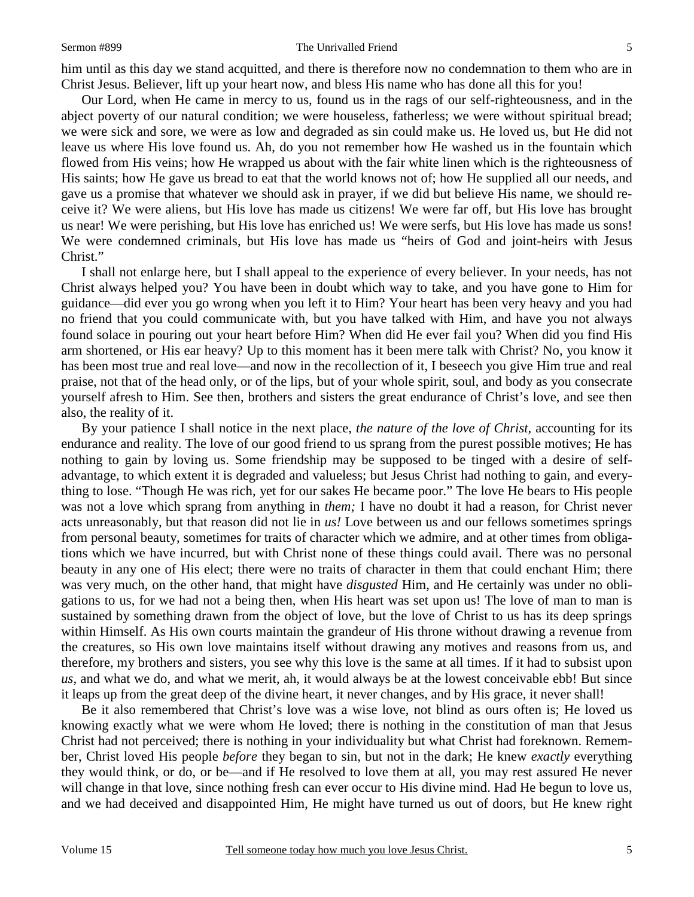him until as this day we stand acquitted, and there is therefore now no condemnation to them who are in Christ Jesus. Believer, lift up your heart now, and bless His name who has done all this for you!

Our Lord, when He came in mercy to us, found us in the rags of our self-righteousness, and in the abject poverty of our natural condition; we were houseless, fatherless; we were without spiritual bread; we were sick and sore, we were as low and degraded as sin could make us. He loved us, but He did not leave us where His love found us. Ah, do you not remember how He washed us in the fountain which flowed from His veins; how He wrapped us about with the fair white linen which is the righteousness of His saints; how He gave us bread to eat that the world knows not of; how He supplied all our needs, and gave us a promise that whatever we should ask in prayer, if we did but believe His name, we should receive it? We were aliens, but His love has made us citizens! We were far off, but His love has brought us near! We were perishing, but His love has enriched us! We were serfs, but His love has made us sons! We were condemned criminals, but His love has made us "heirs of God and joint-heirs with Jesus Christ."

I shall not enlarge here, but I shall appeal to the experience of every believer. In your needs, has not Christ always helped you? You have been in doubt which way to take, and you have gone to Him for guidance—did ever you go wrong when you left it to Him? Your heart has been very heavy and you had no friend that you could communicate with, but you have talked with Him, and have you not always found solace in pouring out your heart before Him? When did He ever fail you? When did you find His arm shortened, or His ear heavy? Up to this moment has it been mere talk with Christ? No, you know it has been most true and real love—and now in the recollection of it, I beseech you give Him true and real praise, not that of the head only, or of the lips, but of your whole spirit, soul, and body as you consecrate yourself afresh to Him. See then, brothers and sisters the great endurance of Christ's love, and see then also, the reality of it.

By your patience I shall notice in the next place, *the nature of the love of Christ,* accounting for its endurance and reality. The love of our good friend to us sprang from the purest possible motives; He has nothing to gain by loving us. Some friendship may be supposed to be tinged with a desire of self-advantage, to which extent it is degraded and valueless; but Jesus Christ had nothing to gain, and everything to lose. "Though He was rich, yet for our sakes He became poor." The love He bears to His people was not a love which sprang from anything in *them;* I have no doubt it had a reason, for Christ never acts unreasonably, but that reason did not lie in *us!* Love between us and our fellows sometimes springs from personal beauty, sometimes for traits of character which we admire, and at other times from obligations which we have incurred, but with Christ none of these things could avail. There was no personal beauty in any one of His elect; there were no traits of character in them that could enchant Him; there was very much, on the other hand, that might have *disgusted* Him, and He certainly was under no obligations to us, for we had not a being then, when His heart was set upon us! The love of man to man is sustained by something drawn from the object of love, but the love of Christ to us has its deep springs within Himself. As His own courts maintain the grandeur of His throne without drawing a revenue from the creatures, so His own love maintains itself without drawing any motives and reasons from us, and therefore, my brothers and sisters, you see why this love is the same at all times. If it had to subsist upon *us,* and what we do, and what we merit, ah, it would always be at the lowest conceivable ebb! But since it leaps up from the great deep of the divine heart, it never changes, and by His grace, it never shall!

Be it also remembered that Christ's love was a wise love, not blind as ours often is; He loved us knowing exactly what we were whom He loved; there is nothing in the constitution of man that Jesus Christ had not perceived; there is nothing in your individuality but what Christ had foreknown. Remember, Christ loved His people *before* they began to sin, but not in the dark; He knew *exactly* everything they would think, or do, or be—and if He resolved to love them at all, you may rest assured He never will change in that love, since nothing fresh can ever occur to His divine mind. Had He begun to love us, and we had deceived and disappointed Him, He might have turned us out of doors, but He knew right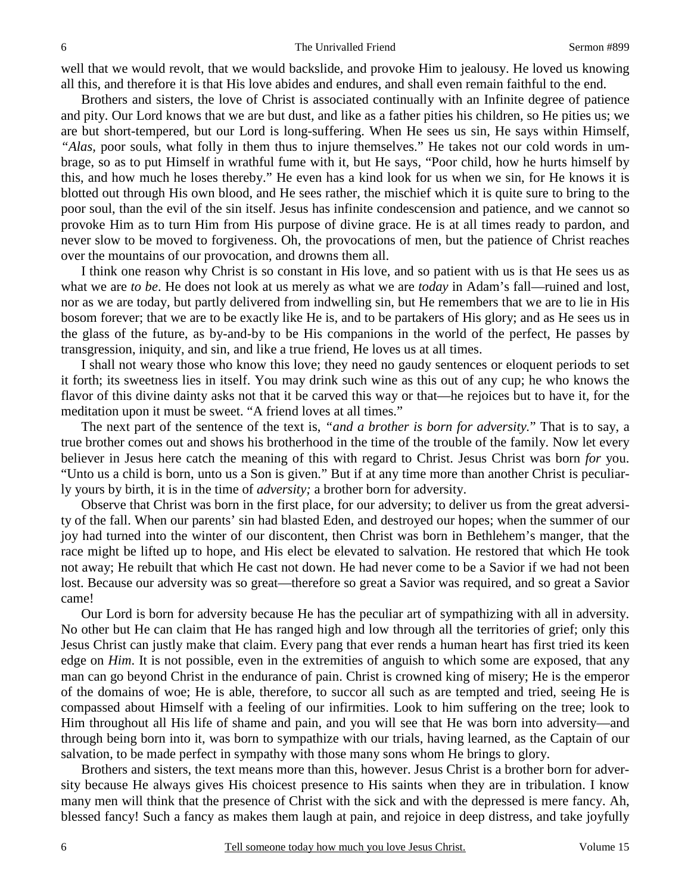well that we would revolt, that we would backslide, and provoke Him to jealousy. He loved us knowing all this, and therefore it is that His love abides and endures, and shall even remain faithful to the end.

Brothers and sisters, the love of Christ is associated continually with an Infinite degree of patience and pity. Our Lord knows that we are but dust, and like as a father pities his children, so He pities us; we are but short-tempered, but our Lord is long-suffering. When He sees us sin, He says within Himself, *"Alas,* poor souls, what folly in them thus to injure themselves." He takes not our cold words in umbrage, so as to put Himself in wrathful fume with it, but He says, "Poor child, how he hurts himself by this, and how much he loses thereby." He even has a kind look for us when we sin, for He knows it is blotted out through His own blood, and He sees rather, the mischief which it is quite sure to bring to the poor soul, than the evil of the sin itself. Jesus has infinite condescension and patience, and we cannot so provoke Him as to turn Him from His purpose of divine grace. He is at all times ready to pardon, and never slow to be moved to forgiveness. Oh, the provocations of men, but the patience of Christ reaches over the mountains of our provocation, and drowns them all.

I think one reason why Christ is so constant in His love, and so patient with us is that He sees us as what we are *to be*. He does not look at us merely as what we are *today* in Adam's fall—ruined and lost, nor as we are today, but partly delivered from indwelling sin, but He remembers that we are to lie in His bosom forever; that we are to be exactly like He is, and to be partakers of His glory; and as He sees us in the glass of the future, as by-and-by to be His companions in the world of the perfect, He passes by transgression, iniquity, and sin, and like a true friend, He loves us at all times.

I shall not weary those who know this love; they need no gaudy sentences or eloquent periods to set it forth; its sweetness lies in itself. You may drink such wine as this out of any cup; he who knows the flavor of this divine dainty asks not that it be carved this way or that—he rejoices but to have it, for the meditation upon it must be sweet. "A friend loves at all times."

The next part of the sentence of the text is, *"and a brother is born for adversity.*" That is to say, a true brother comes out and shows his brotherhood in the time of the trouble of the family. Now let every believer in Jesus here catch the meaning of this with regard to Christ. Jesus Christ was born *for* you. "Unto us a child is born, unto us a Son is given." But if at any time more than another Christ is peculiarly yours by birth, it is in the time of *adversity;* a brother born for adversity.

Observe that Christ was born in the first place, for our adversity; to deliver us from the great adversity of the fall. When our parents' sin had blasted Eden, and destroyed our hopes; when the summer of our joy had turned into the winter of our discontent, then Christ was born in Bethlehem's manger, that the race might be lifted up to hope, and His elect be elevated to salvation. He restored that which He took not away; He rebuilt that which He cast not down. He had never come to be a Savior if we had not been lost. Because our adversity was so great—therefore so great a Savior was required, and so great a Savior came!

Our Lord is born for adversity because He has the peculiar art of sympathizing with all in adversity. No other but He can claim that He has ranged high and low through all the territories of grief; only this Jesus Christ can justly make that claim. Every pang that ever rends a human heart has first tried its keen edge on *Him*. It is not possible, even in the extremities of anguish to which some are exposed, that any man can go beyond Christ in the endurance of pain. Christ is crowned king of misery; He is the emperor of the domains of woe; He is able, therefore, to succor all such as are tempted and tried, seeing He is compassed about Himself with a feeling of our infirmities. Look to him suffering on the tree; look to Him throughout all His life of shame and pain, and you will see that He was born into adversity—and through being born into it, was born to sympathize with our trials, having learned, as the Captain of our salvation, to be made perfect in sympathy with those many sons whom He brings to glory.

Brothers and sisters, the text means more than this, however. Jesus Christ is a brother born for adversity because He always gives His choicest presence to His saints when they are in tribulation. I know many men will think that the presence of Christ with the sick and with the depressed is mere fancy. Ah, blessed fancy! Such a fancy as makes them laugh at pain, and rejoice in deep distress, and take joyfully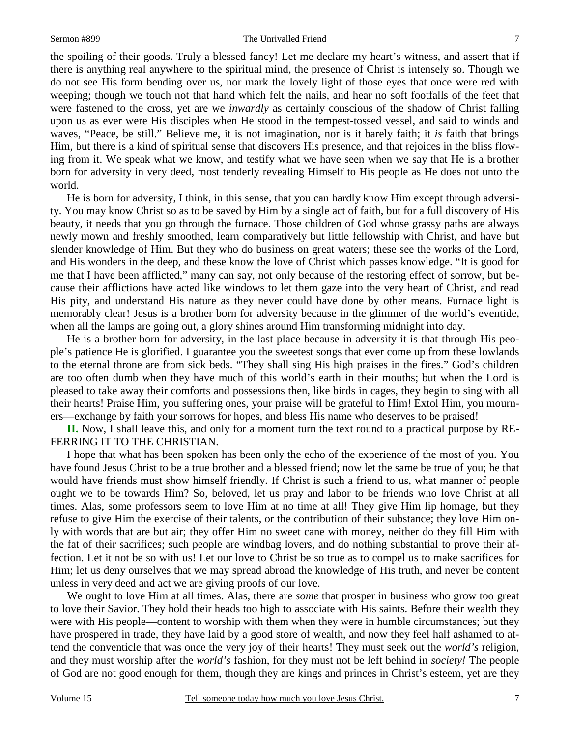the spoiling of their goods. Truly a blessed fancy! Let me declare my heart's witness, and assert that if there is anything real anywhere to the spiritual mind, the presence of Christ is intensely so. Though we do not see His form bending over us, nor mark the lovely light of those eyes that once were red with weeping; though we touch not that hand which felt the nails, and hear no soft footfalls of the feet that were fastened to the cross, yet are we *inwardly* as certainly conscious of the shadow of Christ falling upon us as ever were His disciples when He stood in the tempest-tossed vessel, and said to winds and waves, "Peace, be still." Believe me, it is not imagination, nor is it barely faith; it *is* faith that brings Him, but there is a kind of spiritual sense that discovers His presence, and that rejoices in the bliss flowing from it. We speak what we know, and testify what we have seen when we say that He is a brother born for adversity in very deed, most tenderly revealing Himself to His people as He does not unto the world.

He is born for adversity, I think, in this sense, that you can hardly know Him except through adversity. You may know Christ so as to be saved by Him by a single act of faith, but for a full discovery of His beauty, it needs that you go through the furnace. Those children of God whose grassy paths are always newly mown and freshly smoothed, learn comparatively but little fellowship with Christ, and have but slender knowledge of Him. But they who do business on great waters; these see the works of the Lord, and His wonders in the deep, and these know the love of Christ which passes knowledge. "It is good for me that I have been afflicted," many can say, not only because of the restoring effect of sorrow, but because their afflictions have acted like windows to let them gaze into the very heart of Christ, and read His pity, and understand His nature as they never could have done by other means. Furnace light is memorably clear! Jesus is a brother born for adversity because in the glimmer of the world's eventide, when all the lamps are going out, a glory shines around Him transforming midnight into day.

He is a brother born for adversity, in the last place because in adversity it is that through His people's patience He is glorified. I guarantee you the sweetest songs that ever come up from these lowlands to the eternal throne are from sick beds. "They shall sing His high praises in the fires." God's children are too often dumb when they have much of this world's earth in their mouths; but when the Lord is pleased to take away their comforts and possessions then, like birds in cages, they begin to sing with all their hearts! Praise Him, you suffering ones, your praise will be grateful to Him! Extol Him, you mourners—exchange by faith your sorrows for hopes, and bless His name who deserves to be praised!

**II.** Now, I shall leave this, and only for a moment turn the text round to a practical purpose by REFERRING IT TO THE CHRISTIAN.

I hope that what has been spoken has been only the echo of the experience of the most of you. You have found Jesus Christ to be a true brother and a blessed friend; now let the same be true of you; he that would have friends must show himself friendly. If Christ is such a friend to us, what manner of people ought we to be towards Him? So, beloved, let us pray and labor to be friends who love Christ at all times. Alas, some professors seem to love Him at no time at all! They give Him lip homage, but they refuse to give Him the exercise of their talents, or the contribution of their substance; they love Him only with words that are but air; they offer Him no sweet cane with money, neither do they fill Him with the fat of their sacrifices; such people are windbag lovers, and do nothing substantial to prove their affection. Let it not be so with us! Let our love to Christ be so true as to compel us to make sacrifices for Him; let us deny ourselves that we may spread abroad the knowledge of His truth, and never be content unless in very deed and act we are giving proofs of our love.

We ought to love Him at all times. Alas, there are *some* that prosper in business who grow too great to love their Savior. They hold their heads too high to associate with His saints. Before their wealth they were with His people—content to worship with them when they were in humble circumstances; but they have prospered in trade, they have laid by a good store of wealth, and now they feel half ashamed to attend the conventicle that was once the very joy of their hearts! They must seek out the *world's* religion, and they must worship after the *world's* fashion, for they must not be left behind in *society!* The people of God are not good enough for them, though they are kings and princes in Christ's esteem, yet are they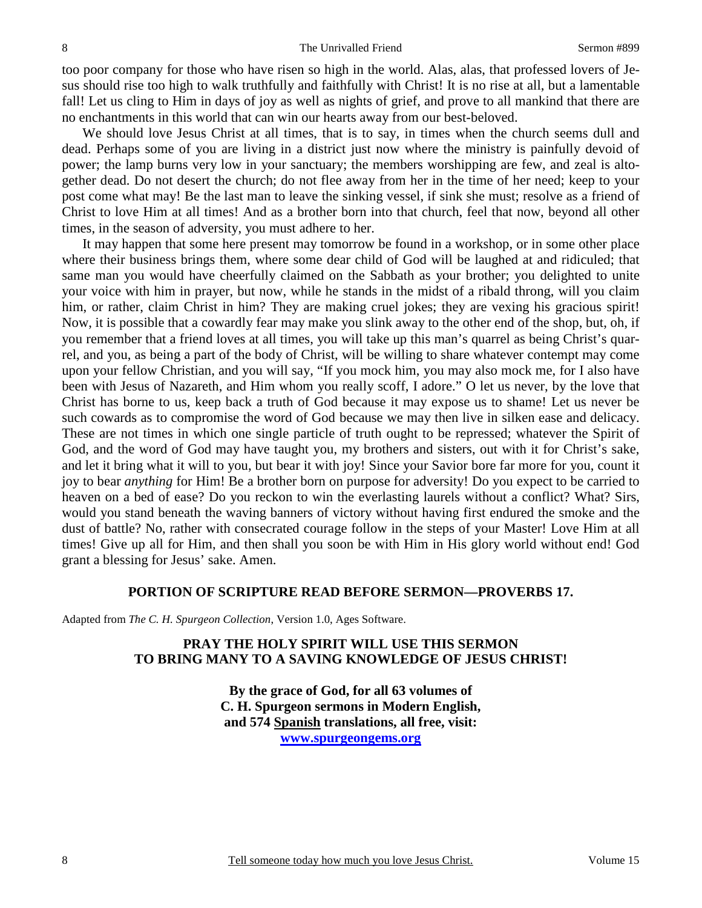too poor company for those who have risen so high in the world. Alas, alas, that professed lovers of Jesus should rise too high to walk truthfully and faithfully with Christ! It is no rise at all, but a lamentable fall! Let us cling to Him in days of joy as well as nights of grief, and prove to all mankind that there are no enchantments in this world that can win our hearts away from our best-beloved.

We should love Jesus Christ at all times, that is to say, in times when the church seems dull and dead. Perhaps some of you are living in a district just now where the ministry is painfully devoid of power; the lamp burns very low in your sanctuary; the members worshipping are few, and zeal is altogether dead. Do not desert the church; do not flee away from her in the time of her need; keep to your post come what may! Be the last man to leave the sinking vessel, if sink she must; resolve as a friend of Christ to love Him at all times! And as a brother born into that church, feel that now, beyond all other times, in the season of adversity, you must adhere to her.

It may happen that some here present may tomorrow be found in a workshop, or in some other place where their business brings them, where some dear child of God will be laughed at and ridiculed; that same man you would have cheerfully claimed on the Sabbath as your brother; you delighted to unite your voice with him in prayer, but now, while he stands in the midst of a ribald throng, will you claim him, or rather, claim Christ in him? They are making cruel jokes; they are vexing his gracious spirit! Now, it is possible that a cowardly fear may make you slink away to the other end of the shop, but, oh, if you remember that a friend loves at all times, you will take up this man's quarrel as being Christ's quarrel, and you, as being a part of the body of Christ, will be willing to share whatever contempt may come upon your fellow Christian, and you will say, "If you mock him, you may also mock me, for I also have been with Jesus of Nazareth, and Him whom you really scoff, I adore." O let us never, by the love that Christ has borne to us, keep back a truth of God because it may expose us to shame! Let us never be such cowards as to compromise the word of God because we may then live in silken ease and delicacy. These are not times in which one single particle of truth ought to be repressed; whatever the Spirit of God, and the word of God may have taught you, my brothers and sisters, out with it for Christ's sake, and let it bring what it will to you, but bear it with joy! Since your Savior bore far more for you, count it joy to bear *anything* for Him! Be a brother born on purpose for adversity! Do you expect to be carried to heaven on a bed of ease? Do you reckon to win the everlasting laurels without a conflict? What? Sirs, would you stand beneath the waving banners of victory without having first endured the smoke and the dust of battle? No, rather with consecrated courage follow in the steps of your Master! Love Him at all times! Give up all for Him, and then shall you soon be with Him in His glory world without end! God grant a blessing for Jesus' sake. Amen.

**PORTION OF SCRIPTURE READ BEFORE SERMON—PROVERBS 17.**

Adapted from *The C. H. Spurgeon Collection*, Version 1.0, Ages Software.

**PRAY THE HOLY SPIRIT WILL USE THIS SERMON TO BRING MANY TO A SAVING KNOWLEDGE OF JESUS CHRIST!**

**By the grace of God, for all 63 volumes of C. H. Spurgeon sermons in Modern English, and 574 Spanish translations, all free, visit: www.spurgeongems.org**

Tell someone today how much you love Jesus Christ.